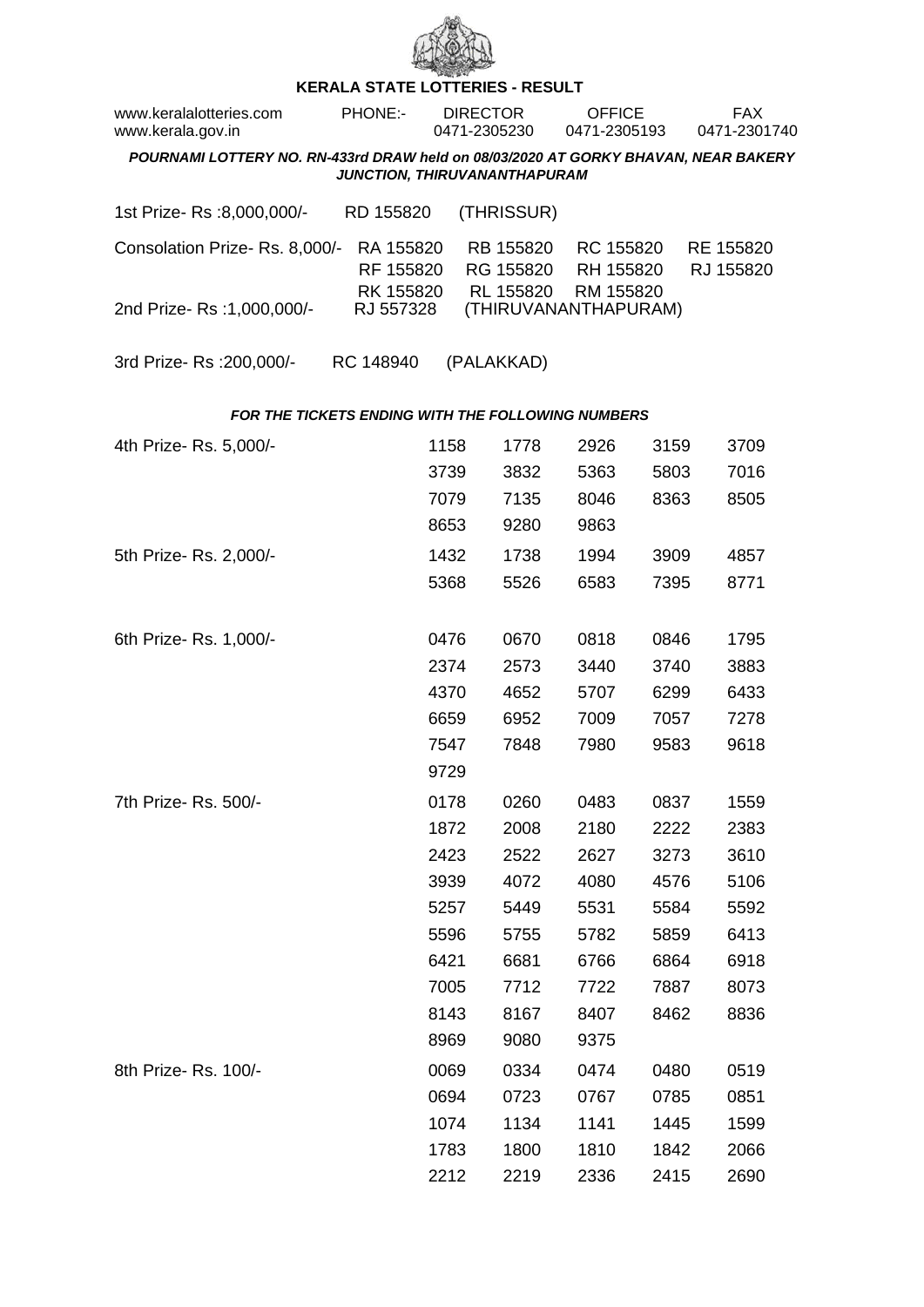# KERALA STATE LOTTERIES - RESULT

| www.keralalotteries.com | PHONE:- | DIRECTOR | OFFICE | FAX |
|---|---|---|---|---|
| www.kerala.gov.in | | 0471-2305230 | 0471-2305193 | 0471-2301740 |

***POURNAMI LOTTERY NO. RN-433rd DRAW held on 08/03/2020 AT GORKY BHAVAN, NEAR BAKERY JUNCTION, THIRUVANANTHAPURAM***

1st Prize- Rs :8,000,000/- RD 155820 (THRISSUR)

Consolation Prize- Rs. 8,000/- RA 155820 RB 155820 RC 155820 RE 155820 RF 155820 RG 155820 RH 155820 RJ 155820 RK 155820 RL 155820 RM 155820

2nd Prize- Rs :1,000,000/- RJ 557328 (THIRUVANANTHAPURAM)

3rd Prize- Rs :200,000/- RC 148940 (PALAKKAD)

***FOR THE TICKETS ENDING WITH THE FOLLOWING NUMBERS***

4th Prize- Rs. 5,000/-

1158 1778 2926 3159 3709 3739 3832 5363 5803 7016 7079 7135 8046 8363 8505 8653 9280 9863

5th Prize- Rs. 2,000/-

1432 1738 1994 3909 4857 5368 5526 6583 7395 8771

6th Prize- Rs. 1,000/-

0476 0670 0818 0846 1795 2374 2573 3440 3740 3883 4370 4652 5707 6299 6433 6659 6952 7009 7057 7278 7547 7848 7980 9583 9618 9729

7th Prize- Rs. 500/-

0178 0260 0483 0837 1559 1872 2008 2180 2222 2383 2423 2522 2627 3273 3610 3939 4072 4080 4576 5106 5257 5449 5531 5584 5592 5596 5755 5782 5859 6413 6421 6681 6766 6864 6918 7005 7712 7722 7887 8073 8143 8167 8407 8462 8836 8969 9080 9375

8th Prize- Rs. 100/-

0069 0334 0474 0480 0519 0694 0723 0767 0785 0851 1074 1134 1141 1445 1599 1783 1800 1810 1842 2066 2212 2219 2336 2415 2690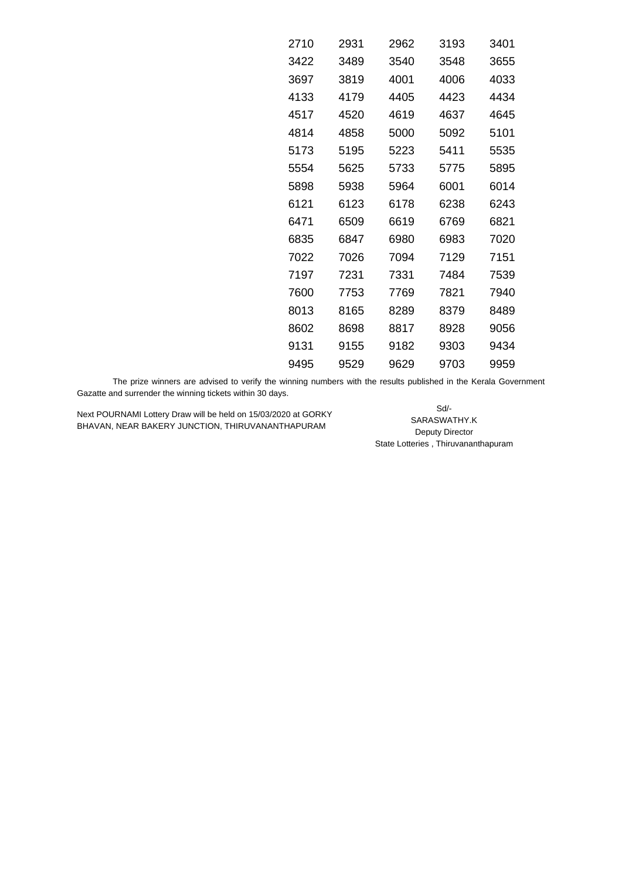| | | | | |
|---|---|---|---|---|
| 2710 | 2931 | 2962 | 3193 | 3401 |
| 3422 | 3489 | 3540 | 3548 | 3655 |
| 3697 | 3819 | 4001 | 4006 | 4033 |
| 4133 | 4179 | 4405 | 4423 | 4434 |
| 4517 | 4520 | 4619 | 4637 | 4645 |
| 4814 | 4858 | 5000 | 5092 | 5101 |
| 5173 | 5195 | 5223 | 5411 | 5535 |
| 5554 | 5625 | 5733 | 5775 | 5895 |
| 5898 | 5938 | 5964 | 6001 | 6014 |
| 6121 | 6123 | 6178 | 6238 | 6243 |
| 6471 | 6509 | 6619 | 6769 | 6821 |
| 6835 | 6847 | 6980 | 6983 | 7020 |
| 7022 | 7026 | 7094 | 7129 | 7151 |
| 7197 | 7231 | 7331 | 7484 | 7539 |
| 7600 | 7753 | 7769 | 7821 | 7940 |
| 8013 | 8165 | 8289 | 8379 | 8489 |
| 8602 | 8698 | 8817 | 8928 | 9056 |
| 9131 | 9155 | 9182 | 9303 | 9434 |
| 9495 | 9529 | 9629 | 9703 | 9959 |

The prize winners are advised to verify the winning numbers with the results published in the Kerala Government Gazatte and surrender the winning tickets within 30 days.

Next POURNAMI Lottery Draw will be held on 15/03/2020 at GORKY BHAVAN, NEAR BAKERY JUNCTION, THIRUVANANTHAPURAM

Sd/-
SARASWATHY.K
Deputy Director
State Lotteries , Thiruvananthapuram